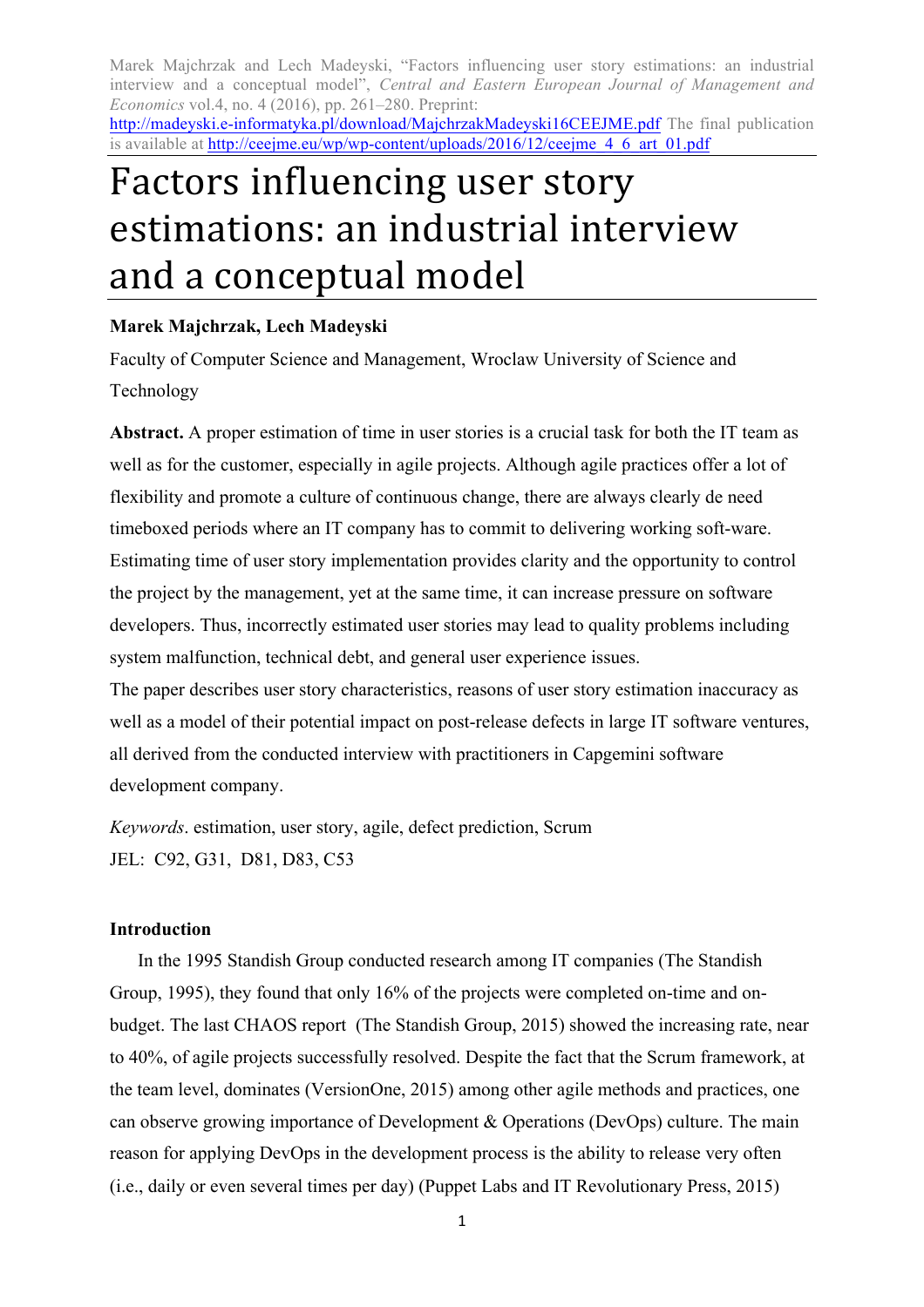Marek Majchrzak and Lech Madeyski, "Factors influencing user story estimations: an industrial interview and a conceptual model", *Central and Eastern European Journal of Management and Economics* vol.4, no. 4 (2016), pp. 261–280. Preprint: http://madeyski.e-informatyka.pl/download/MajchrzakMadeyski16CEEJME.pdf The final publication is available at http://ceejme.eu/wp/wp-content/uploads/2016/12/ceejme_4_6_art_01.pdf

# Factors influencing user story estimations: an industrial interview and a conceptual model

**Marek Majchrzak, Lech Madeyski**

Faculty of Computer Science and Management, Wroclaw University of Science and Technology

**Abstract.** A proper estimation of time in user stories is a crucial task for both the IT team as well as for the customer, especially in agile projects. Although agile practices offer a lot of flexibility and promote a culture of continuous change, there are always clearly de need timeboxed periods where an IT company has to commit to delivering working soft-ware. Estimating time of user story implementation provides clarity and the opportunity to control the project by the management, yet at the same time, it can increase pressure on software developers. Thus, incorrectly estimated user stories may lead to quality problems including system malfunction, technical debt, and general user experience issues.

The paper describes user story characteristics, reasons of user story estimation inaccuracy as well as a model of their potential impact on post-release defects in large IT software ventures, all derived from the conducted interview with practitioners in Capgemini software development company.

*Keywords*. estimation, user story, agile, defect prediction, Scrum

JEL: C92, G31, D81, D83, C53

**Introduction**

In the 1995 Standish Group conducted research among IT companies (The Standish Group, 1995), they found that only 16% of the projects were completed on-time and on-budget. The last CHAOS report (The Standish Group, 2015) showed the increasing rate, near to 40%, of agile projects successfully resolved. Despite the fact that the Scrum framework, at the team level, dominates (VersionOne, 2015) among other agile methods and practices, one can observe growing importance of Development & Operations (DevOps) culture. The main reason for applying DevOps in the development process is the ability to release very often (i.e., daily or even several times per day) (Puppet Labs and IT Revolutionary Press, 2015)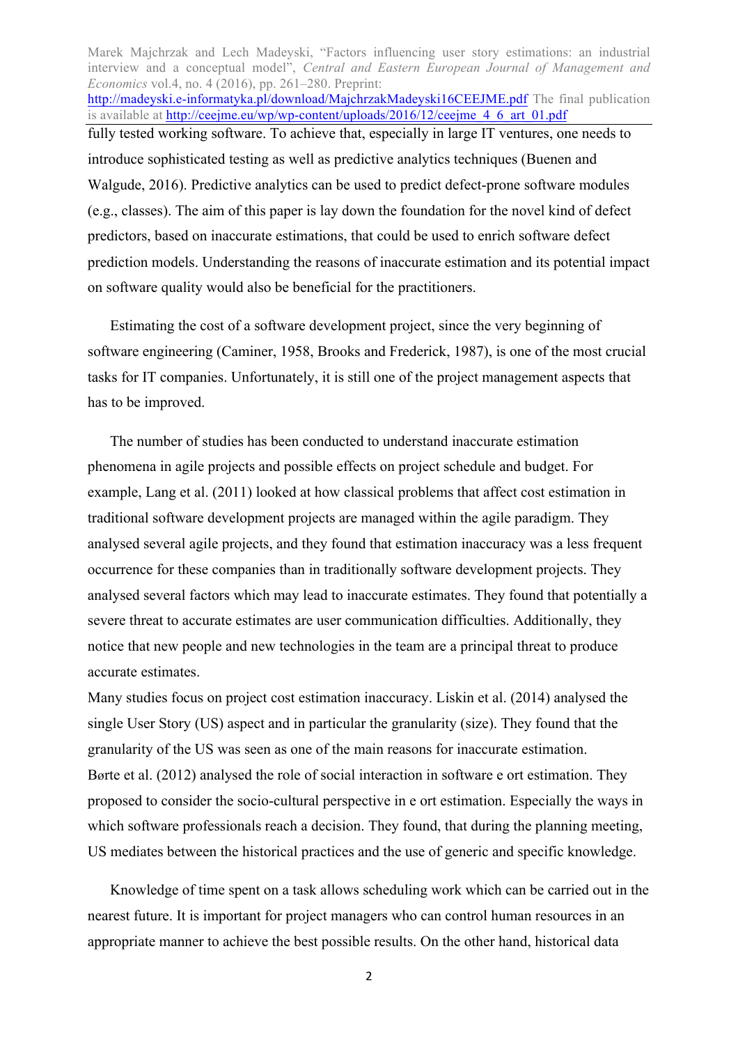fully tested working software. To achieve that, especially in large IT ventures, one needs to introduce sophisticated testing as well as predictive analytics techniques (Buenen and Walgude, 2016). Predictive analytics can be used to predict defect-prone software modules (e.g., classes). The aim of this paper is lay down the foundation for the novel kind of defect predictors, based on inaccurate estimations, that could be used to enrich software defect prediction models. Understanding the reasons of inaccurate estimation and its potential impact on software quality would also be beneficial for the practitioners.

Estimating the cost of a software development project, since the very beginning of software engineering (Caminer, 1958, Brooks and Frederick, 1987), is one of the most crucial tasks for IT companies. Unfortunately, it is still one of the project management aspects that has to be improved.

The number of studies has been conducted to understand inaccurate estimation phenomena in agile projects and possible effects on project schedule and budget. For example, Lang et al. (2011) looked at how classical problems that affect cost estimation in traditional software development projects are managed within the agile paradigm. They analysed several agile projects, and they found that estimation inaccuracy was a less frequent occurrence for these companies than in traditionally software development projects. They analysed several factors which may lead to inaccurate estimates. They found that potentially a severe threat to accurate estimates are user communication difficulties. Additionally, they notice that new people and new technologies in the team are a principal threat to produce accurate estimates.

Many studies focus on project cost estimation inaccuracy. Liskin et al. (2014) analysed the single User Story (US) aspect and in particular the granularity (size). They found that the granularity of the US was seen as one of the main reasons for inaccurate estimation. Børte et al. (2012) analysed the role of social interaction in software e ort estimation. They proposed to consider the socio-cultural perspective in e ort estimation. Especially the ways in which software professionals reach a decision. They found, that during the planning meeting, US mediates between the historical practices and the use of generic and specific knowledge.

Knowledge of time spent on a task allows scheduling work which can be carried out in the nearest future. It is important for project managers who can control human resources in an appropriate manner to achieve the best possible results. On the other hand, historical data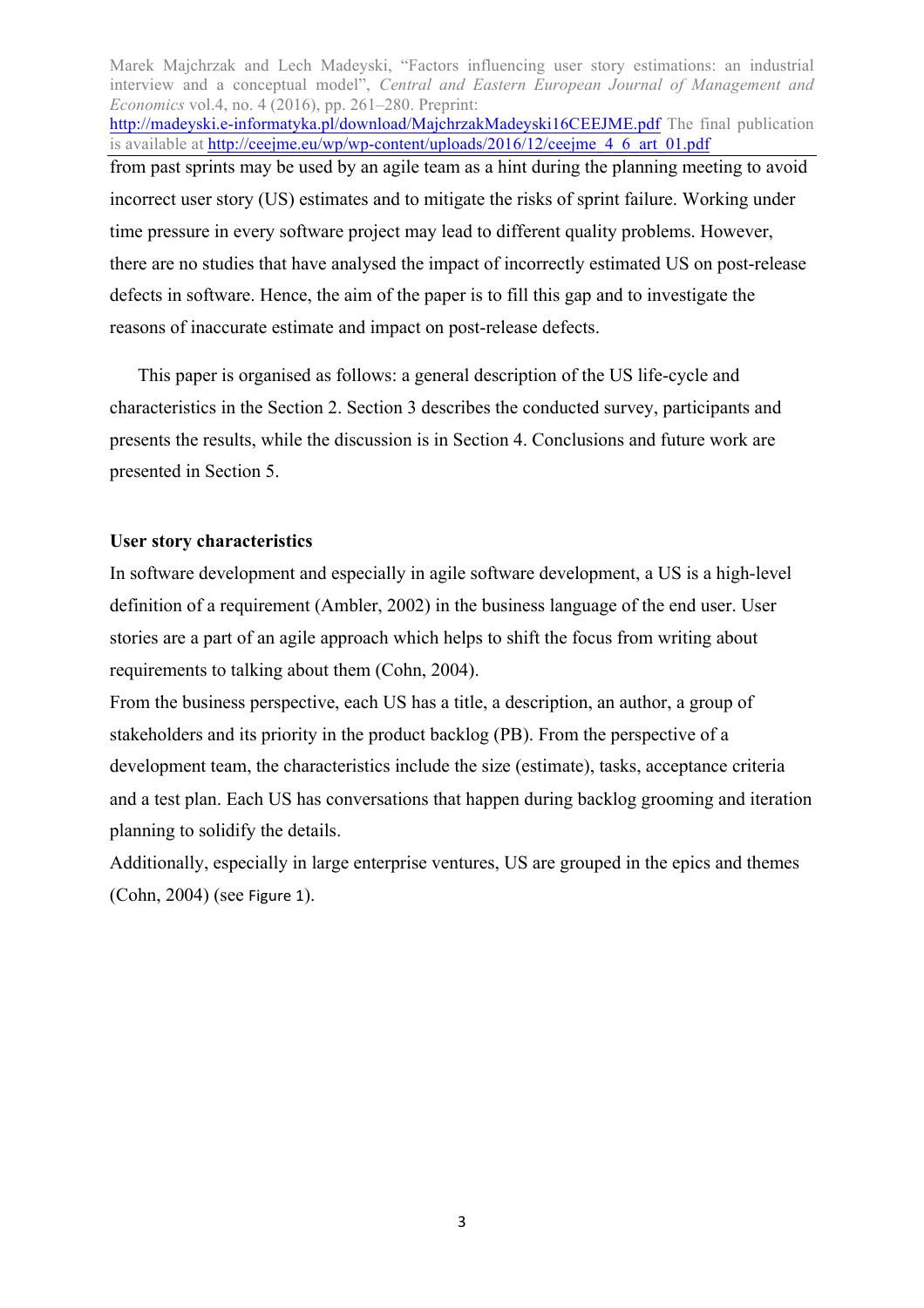from past sprints may be used by an agile team as a hint during the planning meeting to avoid incorrect user story (US) estimates and to mitigate the risks of sprint failure. Working under time pressure in every software project may lead to different quality problems. However, there are no studies that have analysed the impact of incorrectly estimated US on post-release defects in software. Hence, the aim of the paper is to fill this gap and to investigate the reasons of inaccurate estimate and impact on post-release defects.

This paper is organised as follows: a general description of the US life-cycle and characteristics in the Section 2. Section 3 describes the conducted survey, participants and presents the results, while the discussion is in Section 4. Conclusions and future work are presented in Section 5.

## User story characteristics

In software development and especially in agile software development, a US is a high-level definition of a requirement (Ambler, 2002) in the business language of the end user. User stories are a part of an agile approach which helps to shift the focus from writing about requirements to talking about them (Cohn, 2004).

From the business perspective, each US has a title, a description, an author, a group of stakeholders and its priority in the product backlog (PB). From the perspective of a development team, the characteristics include the size (estimate), tasks, acceptance criteria and a test plan. Each US has conversations that happen during backlog grooming and iteration planning to solidify the details.

Additionally, especially in large enterprise ventures, US are grouped in the epics and themes (Cohn, 2004) (see Figure 1).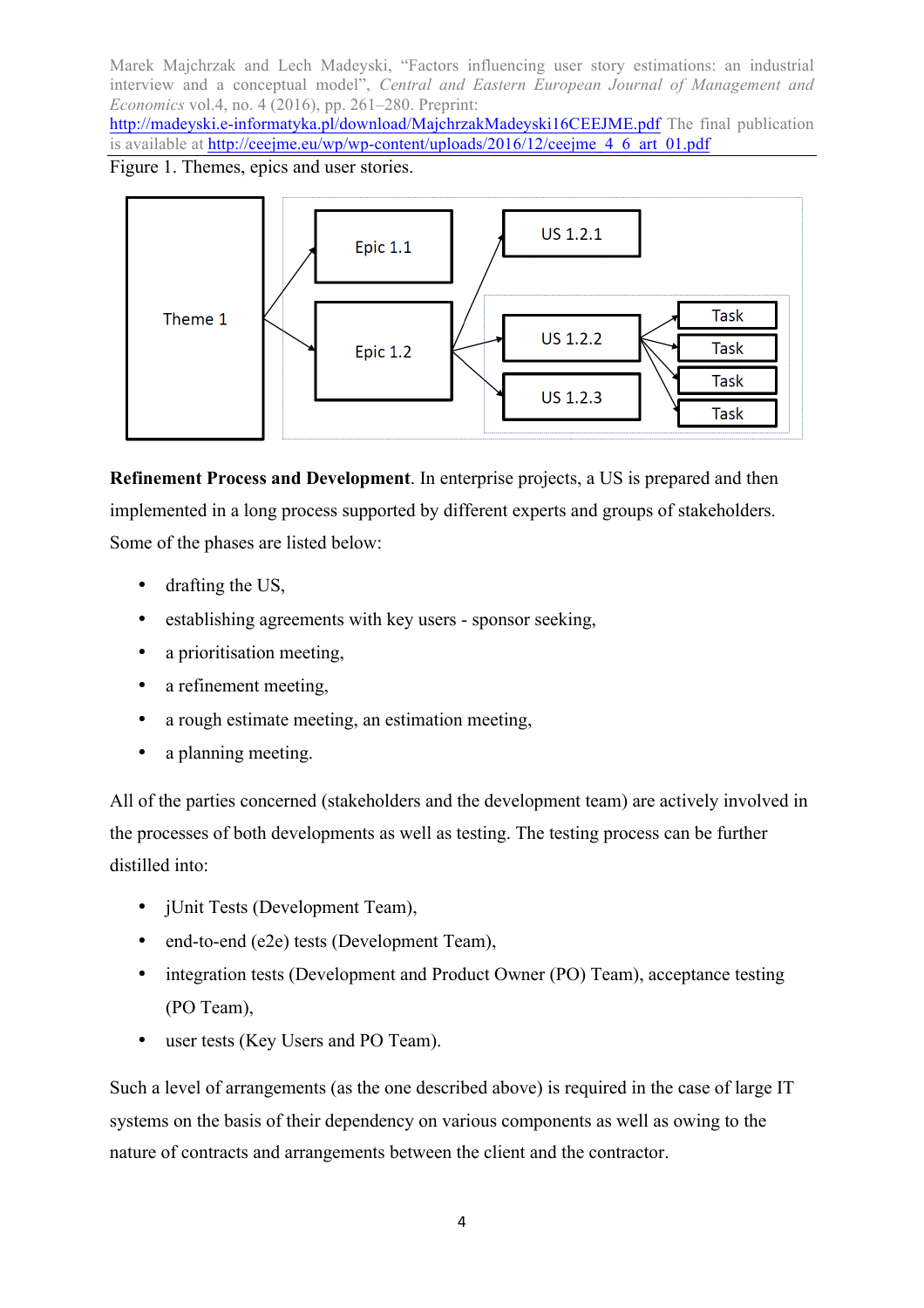Figure 1. Themes, epics and user stories.

**Refinement Process and Development**. In enterprise projects, a US is prepared and then implemented in a long process supported by different experts and groups of stakeholders. Some of the phases are listed below:

- drafting the US,
- establishing agreements with key users - sponsor seeking,
- a prioritisation meeting,
- a refinement meeting,
- a rough estimate meeting, an estimation meeting,
- a planning meeting.

All of the parties concerned (stakeholders and the development team) are actively involved in the processes of both developments as well as testing. The testing process can be further distilled into:

- jUnit Tests (Development Team),
- end-to-end (e2e) tests (Development Team),
- integration tests (Development and Product Owner (PO) Team), acceptance testing (PO Team),
- user tests (Key Users and PO Team).

Such a level of arrangements (as the one described above) is required in the case of large IT systems on the basis of their dependency on various components as well as owing to the nature of contracts and arrangements between the client and the contractor.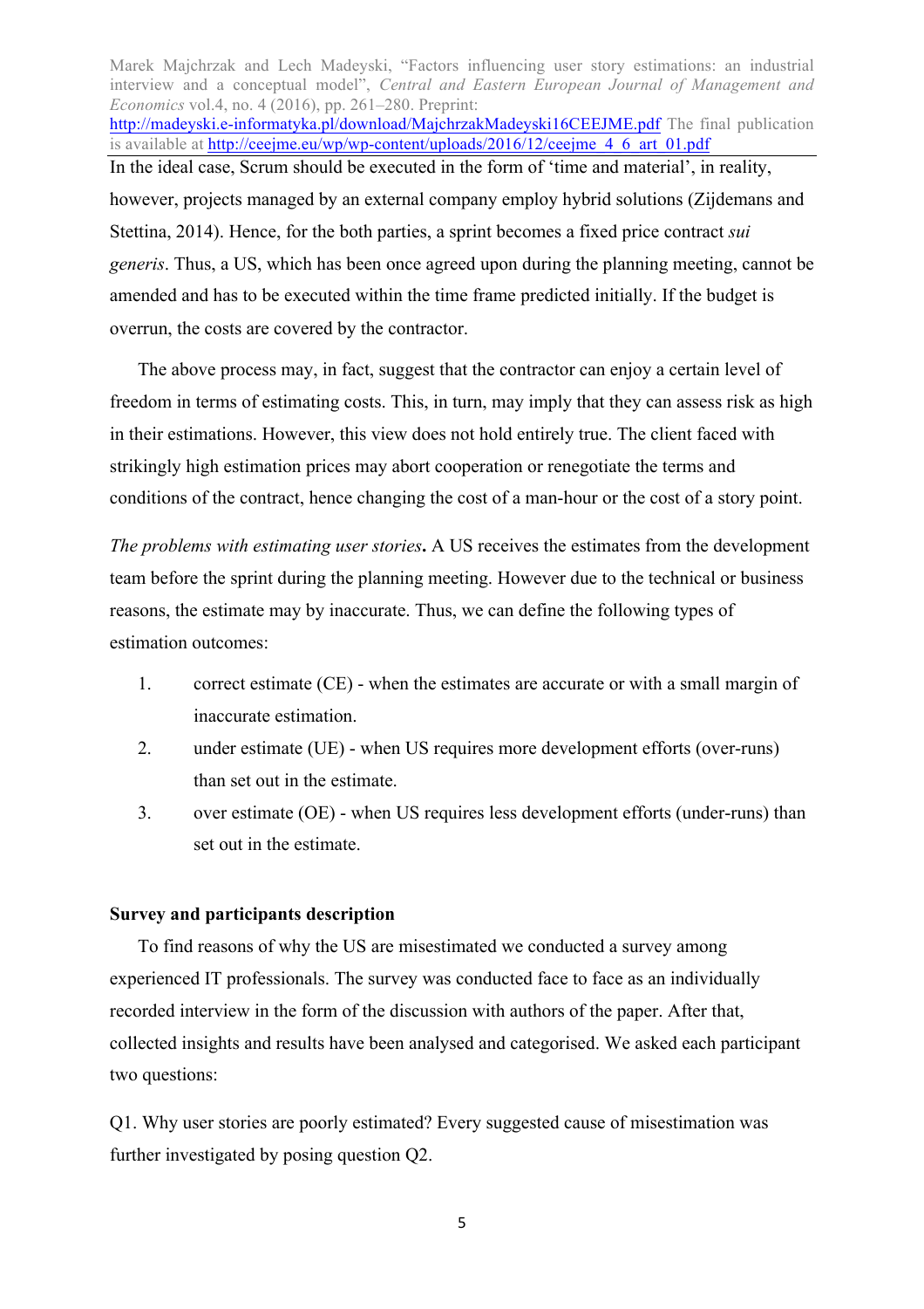In the ideal case, Scrum should be executed in the form of 'time and material', in reality, however, projects managed by an external company employ hybrid solutions (Zijdemans and Stettina, 2014). Hence, for the both parties, a sprint becomes a fixed price contract *sui generis*. Thus, a US, which has been once agreed upon during the planning meeting, cannot be amended and has to be executed within the time frame predicted initially. If the budget is overrun, the costs are covered by the contractor.

The above process may, in fact, suggest that the contractor can enjoy a certain level of freedom in terms of estimating costs. This, in turn, may imply that they can assess risk as high in their estimations. However, this view does not hold entirely true. The client faced with strikingly high estimation prices may abort cooperation or renegotiate the terms and conditions of the contract, hence changing the cost of a man-hour or the cost of a story point.

*The problems with estimating user stories*. A US receives the estimates from the development team before the sprint during the planning meeting. However due to the technical or business reasons, the estimate may by inaccurate. Thus, we can define the following types of estimation outcomes:

1. correct estimate (CE) - when the estimates are accurate or with a small margin of inaccurate estimation.
2. under estimate (UE) - when US requires more development efforts (over-runs) than set out in the estimate.
3. over estimate (OE) - when US requires less development efforts (under-runs) than set out in the estimate.

**Survey and participants description**

To find reasons of why the US are misestimated we conducted a survey among experienced IT professionals. The survey was conducted face to face as an individually recorded interview in the form of the discussion with authors of the paper. After that, collected insights and results have been analysed and categorised. We asked each participant two questions:

Q1. Why user stories are poorly estimated? Every suggested cause of misestimation was further investigated by posing question Q2.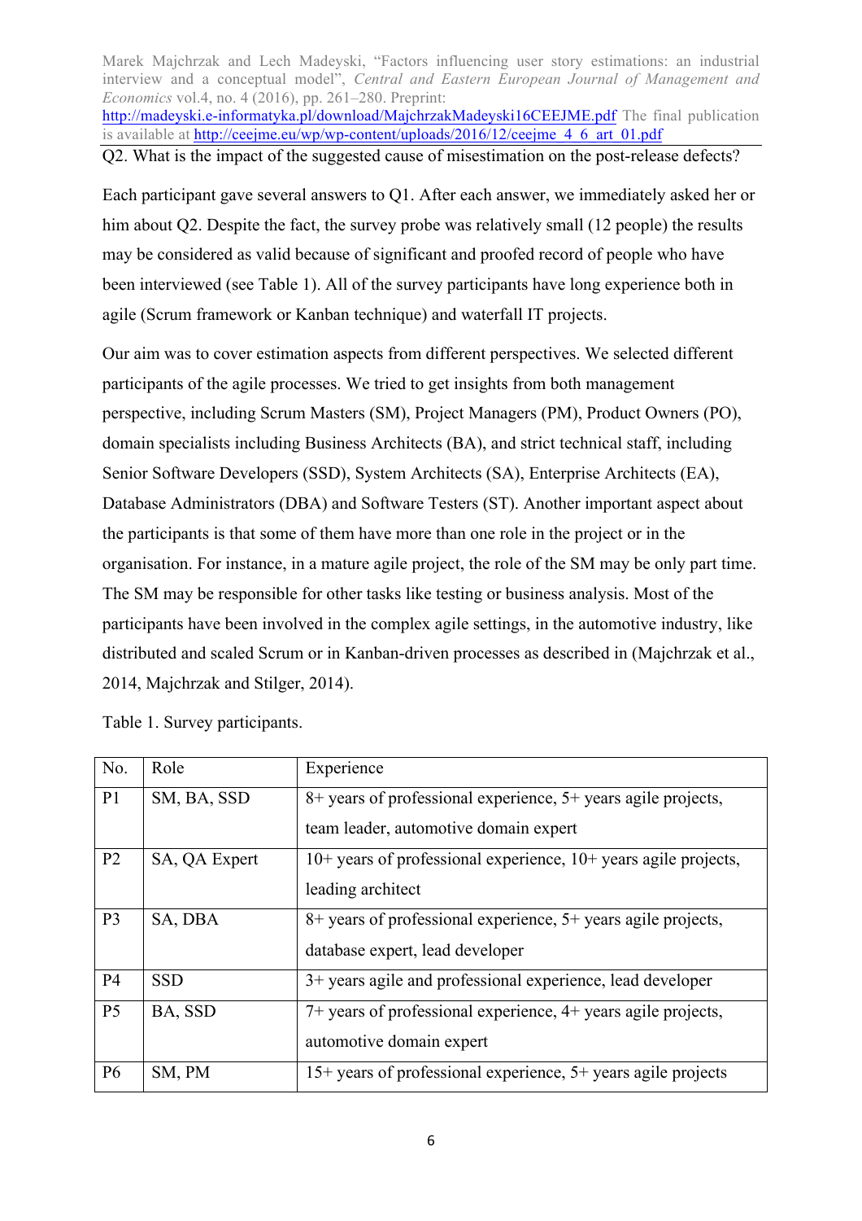Q2. What is the impact of the suggested cause of misestimation on the post-release defects?

Each participant gave several answers to Q1. After each answer, we immediately asked her or him about Q2. Despite the fact, the survey probe was relatively small (12 people) the results may be considered as valid because of significant and proofed record of people who have been interviewed (see Table 1). All of the survey participants have long experience both in agile (Scrum framework or Kanban technique) and waterfall IT projects.

Our aim was to cover estimation aspects from different perspectives. We selected different participants of the agile processes. We tried to get insights from both management perspective, including Scrum Masters (SM), Project Managers (PM), Product Owners (PO), domain specialists including Business Architects (BA), and strict technical staff, including Senior Software Developers (SSD), System Architects (SA), Enterprise Architects (EA), Database Administrators (DBA) and Software Testers (ST). Another important aspect about the participants is that some of them have more than one role in the project or in the organisation. For instance, in a mature agile project, the role of the SM may be only part time. The SM may be responsible for other tasks like testing or business analysis. Most of the participants have been involved in the complex agile settings, in the automotive industry, like distributed and scaled Scrum or in Kanban-driven processes as described in (Majchrzak et al., 2014, Majchrzak and Stilger, 2014).

Table 1. Survey participants.

| No. | Role | Experience |
|---|---|---|
| P1 | SM, BA, SSD | 8+ years of professional experience, 5+ years agile projects, team leader, automotive domain expert |
| P2 | SA, QA Expert | 10+ years of professional experience, 10+ years agile projects, leading architect |
| P3 | SA, DBA | 8+ years of professional experience, 5+ years agile projects, database expert, lead developer |
| P4 | SSD | 3+ years agile and professional experience, lead developer |
| P5 | BA, SSD | 7+ years of professional experience, 4+ years agile projects, automotive domain expert |
| P6 | SM, PM | 15+ years of professional experience, 5+ years agile projects |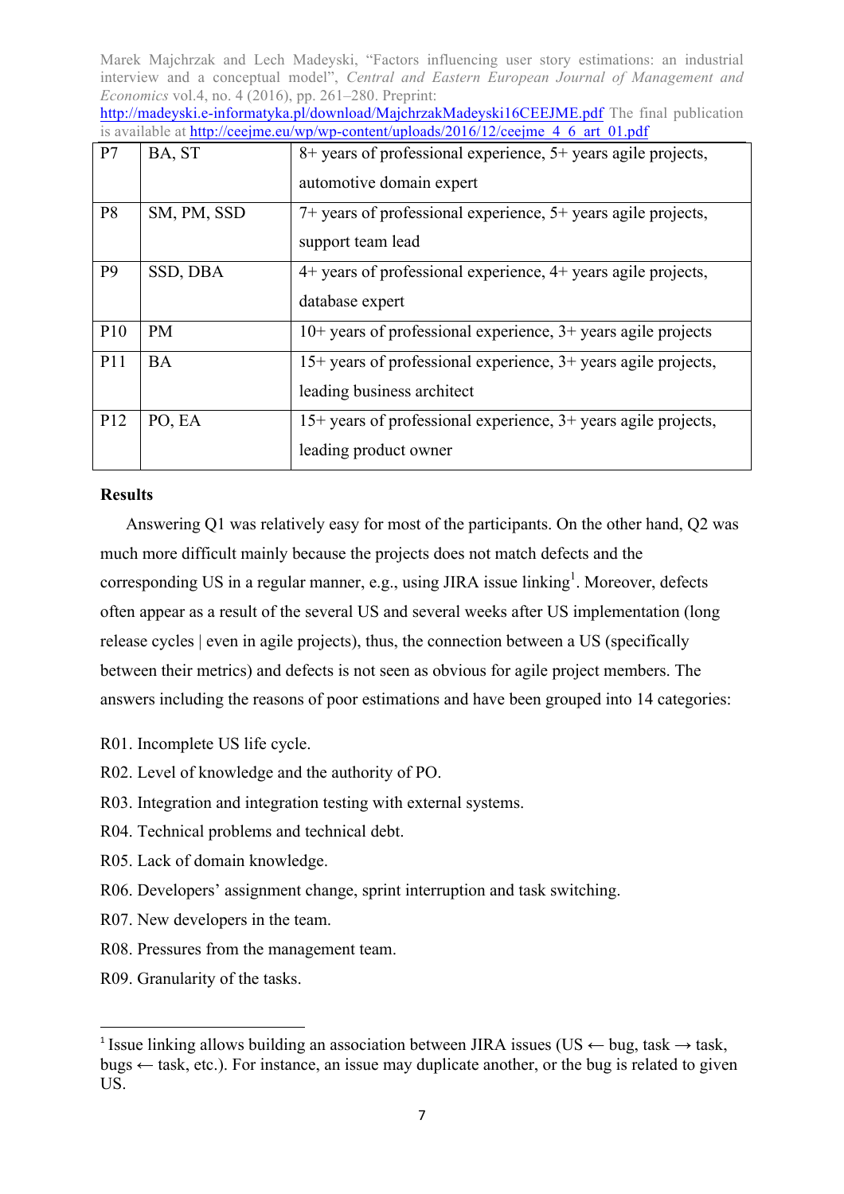| P7 | BA, ST | 8+ years of professional experience, 5+ years agile projects, automotive domain expert |
|---|---|---|
| P8 | SM, PM, SSD | 7+ years of professional experience, 5+ years agile projects, support team lead |
| P9 | SSD, DBA | 4+ years of professional experience, 4+ years agile projects, database expert |
| P10 | PM | 10+ years of professional experience, 3+ years agile projects |
| P11 | BA | 15+ years of professional experience, 3+ years agile projects, leading business architect |
| P12 | PO, EA | 15+ years of professional experience, 3+ years agile projects, leading product owner |

**Results**

Answering Q1 was relatively easy for most of the participants. On the other hand, Q2 was much more difficult mainly because the projects does not match defects and the corresponding US in a regular manner, e.g., using JIRA issue linking[1]. Moreover, defects often appear as a result of the several US and several weeks after US implementation (long release cycles | even in agile projects), thus, the connection between a US (specifically between their metrics) and defects is not seen as obvious for agile project members. The answers including the reasons of poor estimations and have been grouped into 14 categories:

R01. Incomplete US life cycle.

R02. Level of knowledge and the authority of PO.

R03. Integration and integration testing with external systems.

R04. Technical problems and technical debt.

R05. Lack of domain knowledge.

R06. Developers' assignment change, sprint interruption and task switching.

R07. New developers in the team.

R08. Pressures from the management team.

R09. Granularity of the tasks.

[1] Issue linking allows building an association between JIRA issues (US ← bug, task → task, bugs ← task, etc.). For instance, an issue may duplicate another, or the bug is related to given US.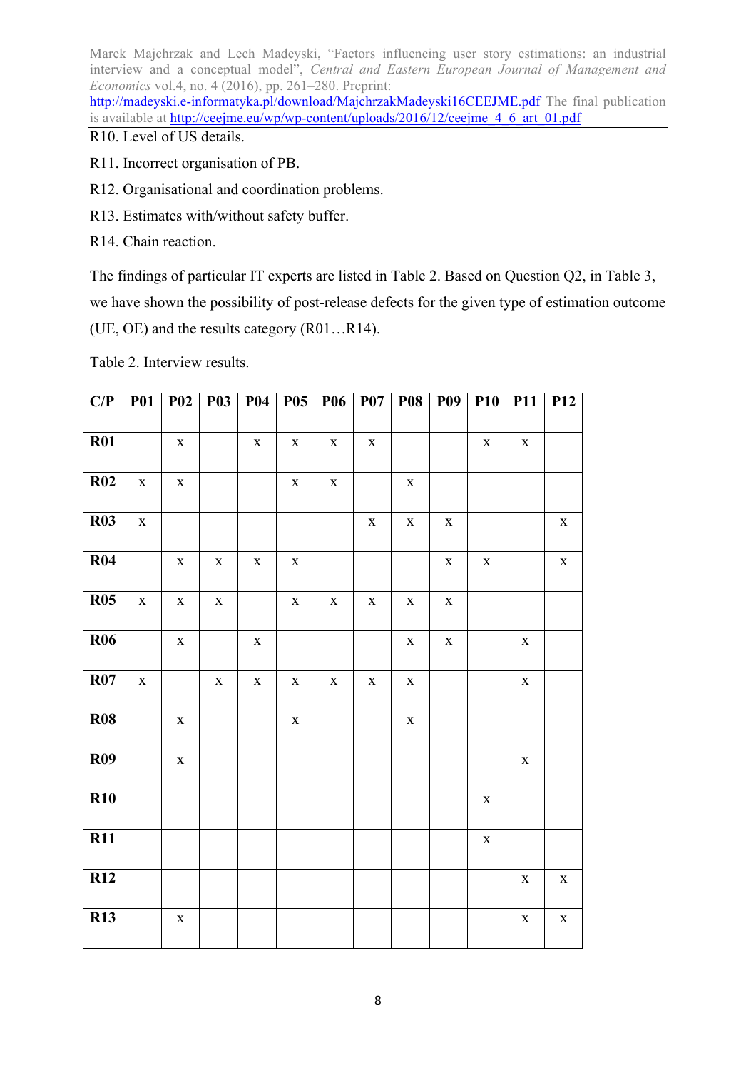R10. Level of US details.

R11. Incorrect organisation of PB.

R12. Organisational and coordination problems.

R13. Estimates with/without safety buffer.

R14. Chain reaction.

The findings of particular IT experts are listed in Table 2. Based on Question Q2, in Table 3, we have shown the possibility of post-release defects for the given type of estimation outcome (UE, OE) and the results category (R01…R14).

Table 2. Interview results.

| C/P | P01 | P02 | P03 | P04 | P05 | P06 | P07 | P08 | P09 | P10 | P11 | P12 |
|---|---|---|---|---|---|---|---|---|---|---|---|---|
| **R01** | | x | | x | x | x | x | | | x | x | |
| **R02** | x | x | | | x | x | | x | | | | |
| **R03** | x | | | | | | x | x | x | | | x |
| **R04** | | x | x | x | x | | | | x | x | | x |
| **R05** | x | x | x | | x | x | x | x | x | | | |
| **R06** | | x | | x | | | | x | x | | x | |
| **R07** | x | | x | x | x | x | x | x | | | x | |
| **R08** | | x | | | x | | | x | | | | |
| **R09** | | x | | | | | | | | | x | |
| **R10** | | | | | | | | | | x | | |
| **R11** | | | | | | | | | | x | | |
| **R12** | | | | | | | | | | | x | x |
| **R13** | | x | | | | | | | | | x | x |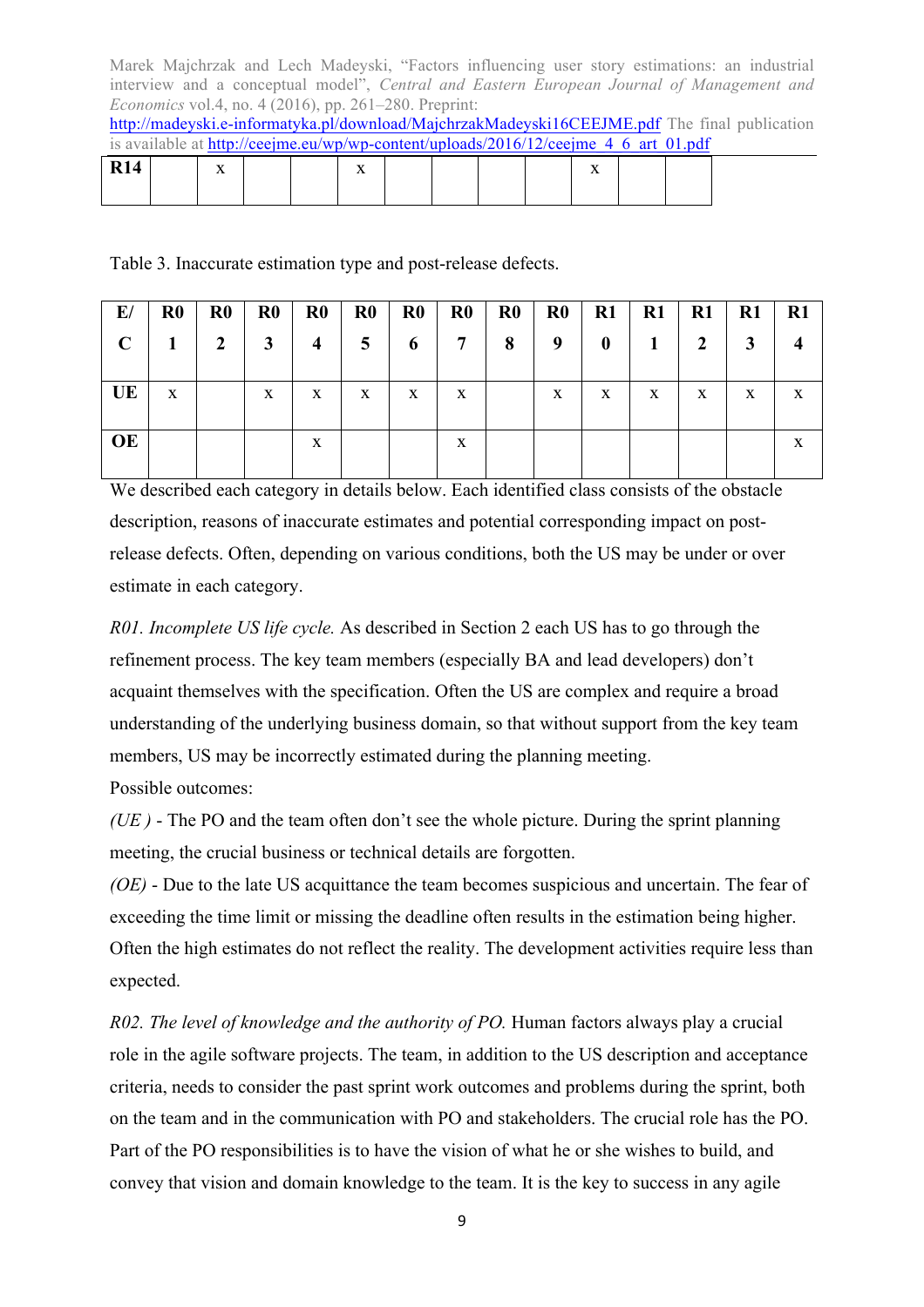| R14 | | x | | | x | | | | | x | | |
|---|---|---|---|---|---|---|---|---|---|---|---|---|

Table 3. Inaccurate estimation type and post-release defects.

| E/C | R01 | R02 | R03 | R04 | R05 | R06 | R07 | R08 | R09 | R10 | R11 | R12 | R13 | R14 |
|---|---|---|---|---|---|---|---|---|---|---|---|---|---|---|
| UE | x | | x | x | x | x | x | | x | x | x | x | x | x |
| OE | | | | x | | | x | | | | | | | x |

We described each category in details below. Each identified class consists of the obstacle description, reasons of inaccurate estimates and potential corresponding impact on post-release defects. Often, depending on various conditions, both the US may be under or over estimate in each category.

*R01. Incomplete US life cycle.* As described in Section 2 each US has to go through the refinement process. The key team members (especially BA and lead developers) don't acquaint themselves with the specification. Often the US are complex and require a broad understanding of the underlying business domain, so that without support from the key team members, US may be incorrectly estimated during the planning meeting.

Possible outcomes:

*(UE )* - The PO and the team often don't see the whole picture. During the sprint planning meeting, the crucial business or technical details are forgotten.

*(OE)* - Due to the late US acquittance the team becomes suspicious and uncertain. The fear of exceeding the time limit or missing the deadline often results in the estimation being higher. Often the high estimates do not reflect the reality. The development activities require less than expected.

*R02. The level of knowledge and the authority of PO.* Human factors always play a crucial role in the agile software projects. The team, in addition to the US description and acceptance criteria, needs to consider the past sprint work outcomes and problems during the sprint, both on the team and in the communication with PO and stakeholders. The crucial role has the PO. Part of the PO responsibilities is to have the vision of what he or she wishes to build, and convey that vision and domain knowledge to the team. It is the key to success in any agile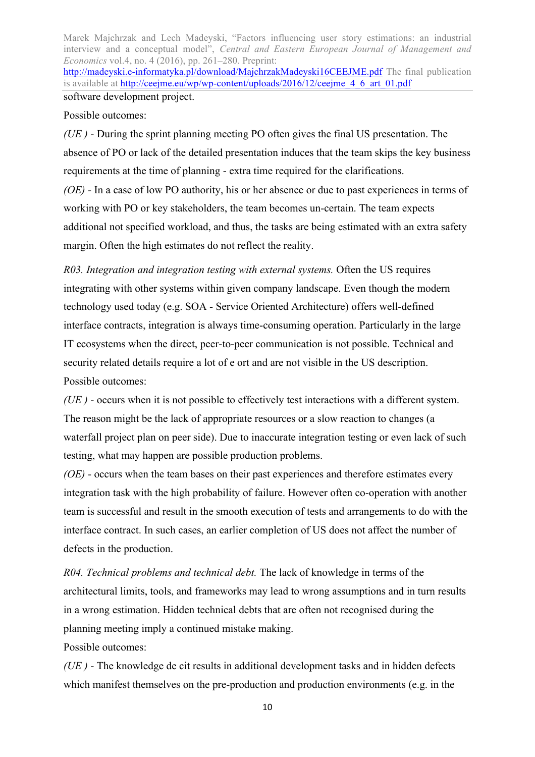software development project.

Possible outcomes:

*(UE )* - During the sprint planning meeting PO often gives the final US presentation. The absence of PO or lack of the detailed presentation induces that the team skips the key business requirements at the time of planning - extra time required for the clarifications.

*(OE)* - In a case of low PO authority, his or her absence or due to past experiences in terms of working with PO or key stakeholders, the team becomes un-certain. The team expects additional not specified workload, and thus, the tasks are being estimated with an extra safety margin. Often the high estimates do not reflect the reality.

*R03. Integration and integration testing with external systems.* Often the US requires integrating with other systems within given company landscape. Even though the modern technology used today (e.g. SOA - Service Oriented Architecture) offers well-defined interface contracts, integration is always time-consuming operation. Particularly in the large IT ecosystems when the direct, peer-to-peer communication is not possible. Technical and security related details require a lot of e ort and are not visible in the US description.

Possible outcomes:

*(UE )* - occurs when it is not possible to effectively test interactions with a different system. The reason might be the lack of appropriate resources or a slow reaction to changes (a waterfall project plan on peer side). Due to inaccurate integration testing or even lack of such testing, what may happen are possible production problems.

*(OE)* - occurs when the team bases on their past experiences and therefore estimates every integration task with the high probability of failure. However often co-operation with another team is successful and result in the smooth execution of tests and arrangements to do with the interface contract. In such cases, an earlier completion of US does not affect the number of defects in the production.

*R04. Technical problems and technical debt.* The lack of knowledge in terms of the architectural limits, tools, and frameworks may lead to wrong assumptions and in turn results in a wrong estimation. Hidden technical debts that are often not recognised during the planning meeting imply a continued mistake making.

Possible outcomes:

*(UE )* - The knowledge de cit results in additional development tasks and in hidden defects which manifest themselves on the pre-production and production environments (e.g. in the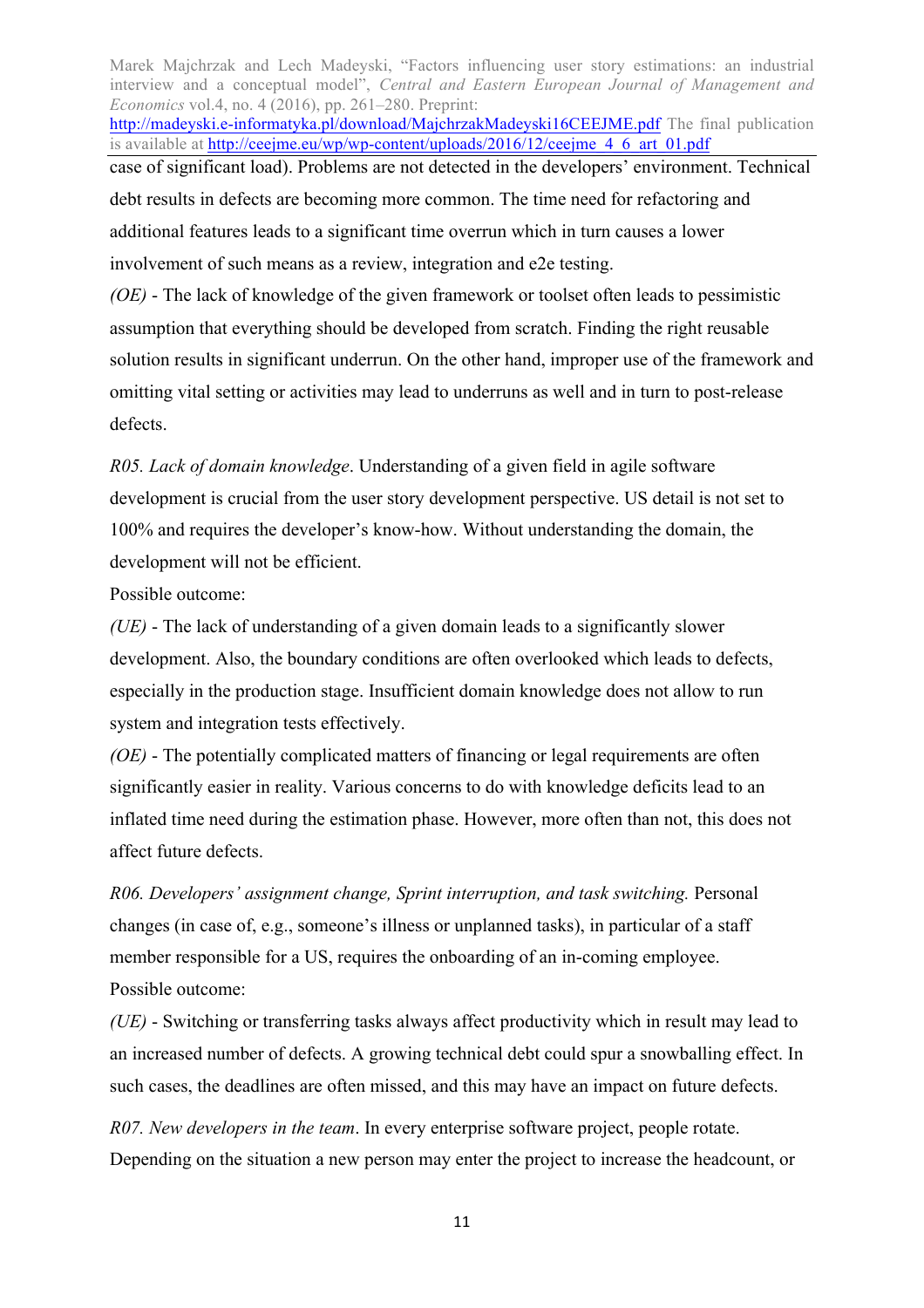case of significant load). Problems are not detected in the developers' environment. Technical debt results in defects are becoming more common. The time need for refactoring and additional features leads to a significant time overrun which in turn causes a lower involvement of such means as a review, integration and e2e testing.

*(OE)* - The lack of knowledge of the given framework or toolset often leads to pessimistic assumption that everything should be developed from scratch. Finding the right reusable solution results in significant underrun. On the other hand, improper use of the framework and omitting vital setting or activities may lead to underruns as well and in turn to post-release defects.

*R05. Lack of domain knowledge*. Understanding of a given field in agile software development is crucial from the user story development perspective. US detail is not set to 100% and requires the developer's know-how. Without understanding the domain, the development will not be efficient.

Possible outcome:

*(UE)* - The lack of understanding of a given domain leads to a significantly slower development. Also, the boundary conditions are often overlooked which leads to defects, especially in the production stage. Insufficient domain knowledge does not allow to run system and integration tests effectively.

*(OE)* - The potentially complicated matters of financing or legal requirements are often significantly easier in reality. Various concerns to do with knowledge deficits lead to an inflated time need during the estimation phase. However, more often than not, this does not affect future defects.

*R06. Developers' assignment change, Sprint interruption, and task switching.* Personal changes (in case of, e.g., someone's illness or unplanned tasks), in particular of a staff member responsible for a US, requires the onboarding of an in-coming employee.

Possible outcome:

*(UE)* - Switching or transferring tasks always affect productivity which in result may lead to an increased number of defects. A growing technical debt could spur a snowballing effect. In such cases, the deadlines are often missed, and this may have an impact on future defects.

*R07. New developers in the team*. In every enterprise software project, people rotate. Depending on the situation a new person may enter the project to increase the headcount, or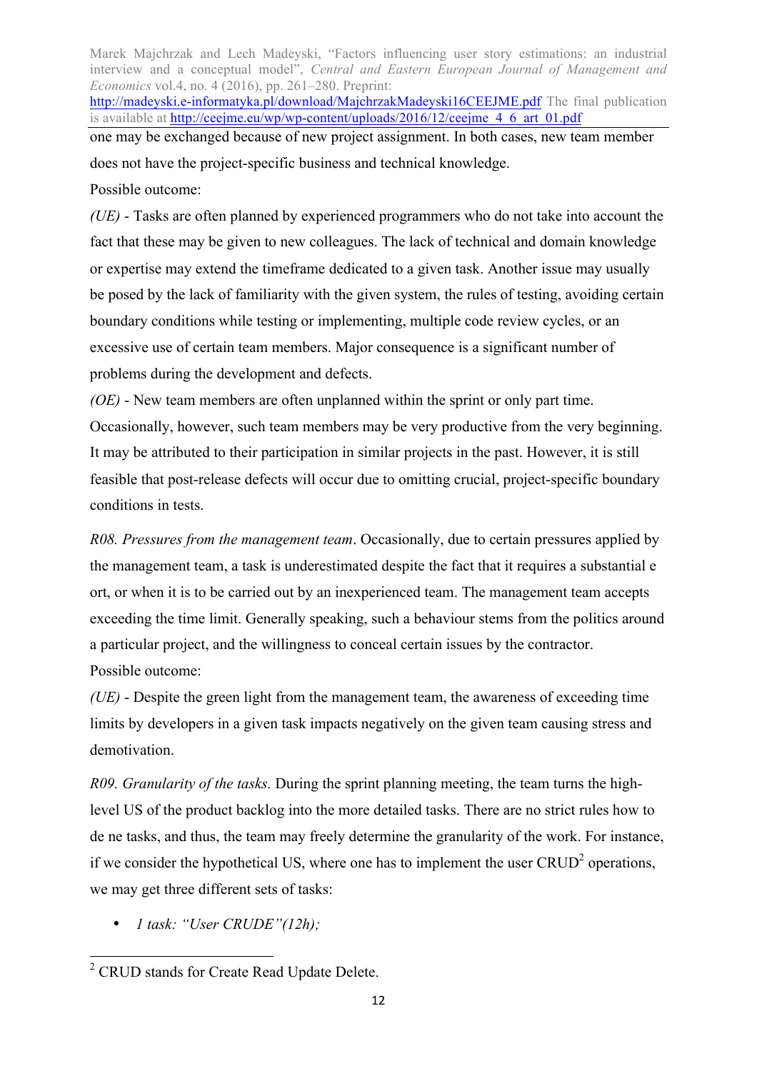one may be exchanged because of new project assignment. In both cases, new team member does not have the project-specific business and technical knowledge.

Possible outcome:

*(UE)* - Tasks are often planned by experienced programmers who do not take into account the fact that these may be given to new colleagues. The lack of technical and domain knowledge or expertise may extend the timeframe dedicated to a given task. Another issue may usually be posed by the lack of familiarity with the given system, the rules of testing, avoiding certain boundary conditions while testing or implementing, multiple code review cycles, or an excessive use of certain team members. Major consequence is a significant number of problems during the development and defects.

*(OE)* - New team members are often unplanned within the sprint or only part time. Occasionally, however, such team members may be very productive from the very beginning. It may be attributed to their participation in similar projects in the past. However, it is still feasible that post-release defects will occur due to omitting crucial, project-specific boundary conditions in tests.

*R08. Pressures from the management team*. Occasionally, due to certain pressures applied by the management team, a task is underestimated despite the fact that it requires a substantial e ort, or when it is to be carried out by an inexperienced team. The management team accepts exceeding the time limit. Generally speaking, such a behaviour stems from the politics around a particular project, and the willingness to conceal certain issues by the contractor.

Possible outcome:

*(UE)* - Despite the green light from the management team, the awareness of exceeding time limits by developers in a given task impacts negatively on the given team causing stress and demotivation.

*R09. Granularity of the tasks.* During the sprint planning meeting, the team turns the high-level US of the product backlog into the more detailed tasks. There are no strict rules how to de ne tasks, and thus, the team may freely determine the granularity of the work. For instance, if we consider the hypothetical US, where one has to implement the user CRUD[2] operations, we may get three different sets of tasks:

- *1 task: "User CRUDE"(12h);*

[2] CRUD stands for Create Read Update Delete.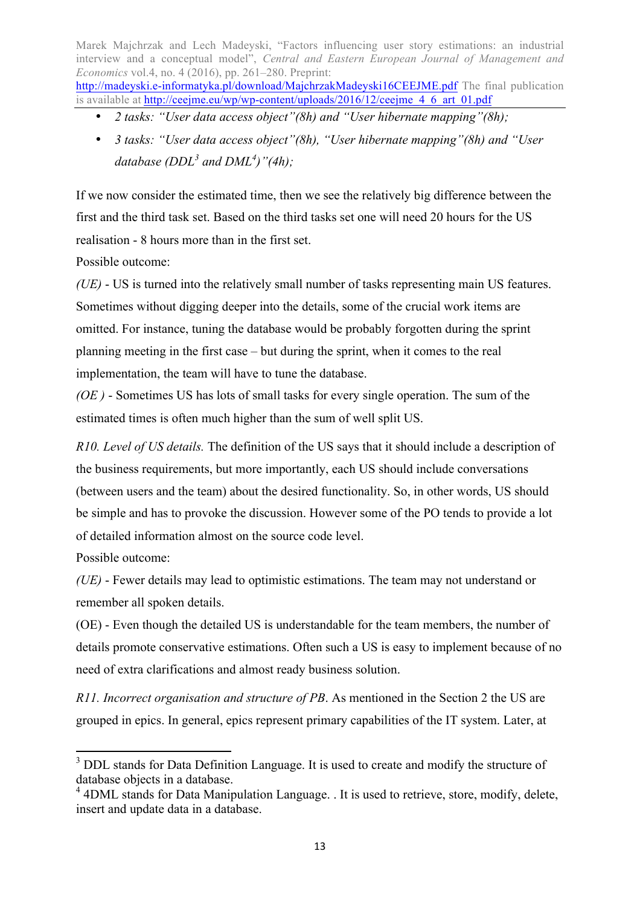- *2 tasks: "User data access object"(8h) and "User hibernate mapping"(8h);*
- *3 tasks: "User data access object"(8h), "User hibernate mapping"(8h) and "User database (DDL[3] and DML[4])"(4h);*

If we now consider the estimated time, then we see the relatively big difference between the first and the third task set. Based on the third tasks set one will need 20 hours for the US realisation - 8 hours more than in the first set.

Possible outcome:

*(UE)* - US is turned into the relatively small number of tasks representing main US features. Sometimes without digging deeper into the details, some of the crucial work items are omitted. For instance, tuning the database would be probably forgotten during the sprint planning meeting in the first case – but during the sprint, when it comes to the real implementation, the team will have to tune the database.

*(OE )* - Sometimes US has lots of small tasks for every single operation. The sum of the estimated times is often much higher than the sum of well split US.

*R10. Level of US details.* The definition of the US says that it should include a description of the business requirements, but more importantly, each US should include conversations (between users and the team) about the desired functionality. So, in other words, US should be simple and has to provoke the discussion. However some of the PO tends to provide a lot of detailed information almost on the source code level.

Possible outcome:

*(UE)* - Fewer details may lead to optimistic estimations. The team may not understand or remember all spoken details.

(OE) - Even though the detailed US is understandable for the team members, the number of details promote conservative estimations. Often such a US is easy to implement because of no need of extra clarifications and almost ready business solution.

*R11. Incorrect organisation and structure of PB*. As mentioned in the Section 2 the US are grouped in epics. In general, epics represent primary capabilities of the IT system. Later, at

---

[3] DDL stands for Data Definition Language. It is used to create and modify the structure of database objects in a database.

[4] 4DML stands for Data Manipulation Language. . It is used to retrieve, store, modify, delete, insert and update data in a database.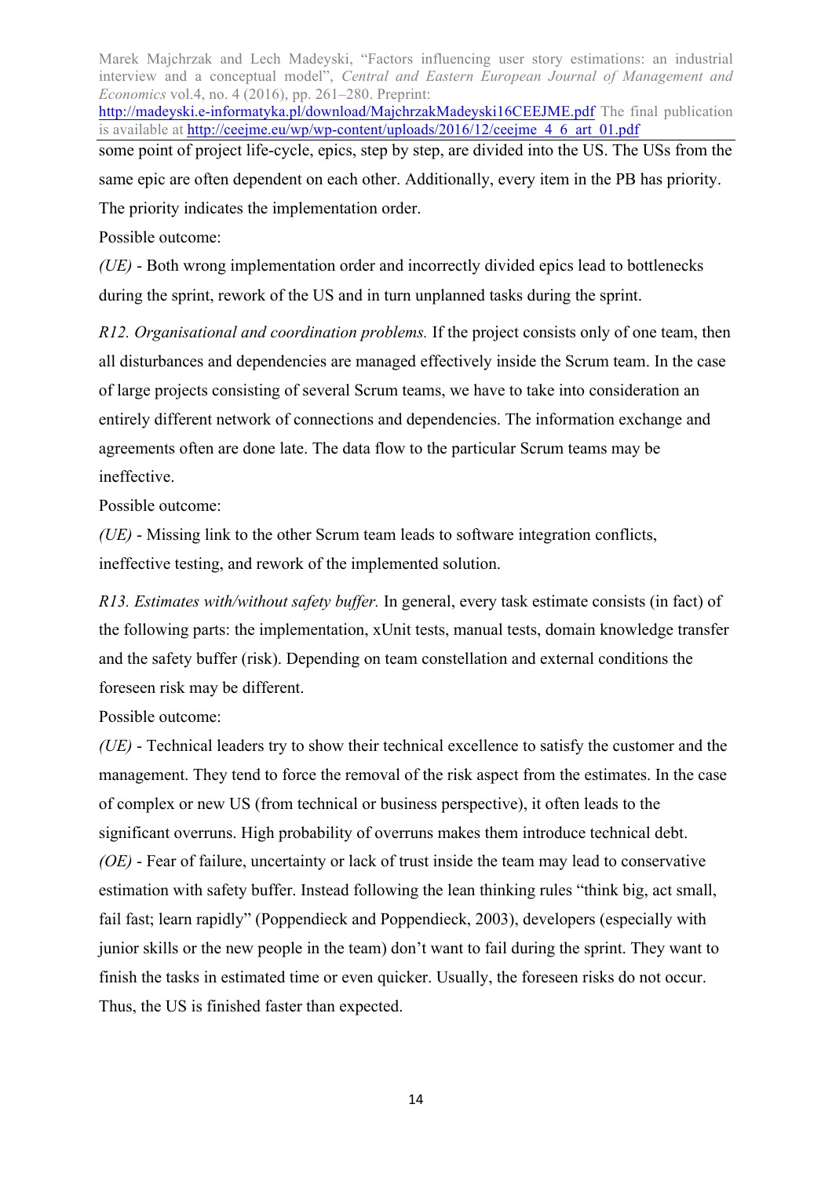some point of project life-cycle, epics, step by step, are divided into the US. The USs from the same epic are often dependent on each other. Additionally, every item in the PB has priority. The priority indicates the implementation order.

Possible outcome:

*(UE)* - Both wrong implementation order and incorrectly divided epics lead to bottlenecks during the sprint, rework of the US and in turn unplanned tasks during the sprint.

*R12. Organisational and coordination problems.* If the project consists only of one team, then all disturbances and dependencies are managed effectively inside the Scrum team. In the case of large projects consisting of several Scrum teams, we have to take into consideration an entirely different network of connections and dependencies. The information exchange and agreements often are done late. The data flow to the particular Scrum teams may be ineffective.

Possible outcome:

*(UE)* - Missing link to the other Scrum team leads to software integration conflicts, ineffective testing, and rework of the implemented solution.

*R13. Estimates with/without safety buffer.* In general, every task estimate consists (in fact) of the following parts: the implementation, xUnit tests, manual tests, domain knowledge transfer and the safety buffer (risk). Depending on team constellation and external conditions the foreseen risk may be different.

Possible outcome:

*(UE)* - Technical leaders try to show their technical excellence to satisfy the customer and the management. They tend to force the removal of the risk aspect from the estimates. In the case of complex or new US (from technical or business perspective), it often leads to the significant overruns. High probability of overruns makes them introduce technical debt.

*(OE)* - Fear of failure, uncertainty or lack of trust inside the team may lead to conservative estimation with safety buffer. Instead following the lean thinking rules "think big, act small, fail fast; learn rapidly" (Poppendieck and Poppendieck, 2003), developers (especially with junior skills or the new people in the team) don't want to fail during the sprint. They want to finish the tasks in estimated time or even quicker. Usually, the foreseen risks do not occur. Thus, the US is finished faster than expected.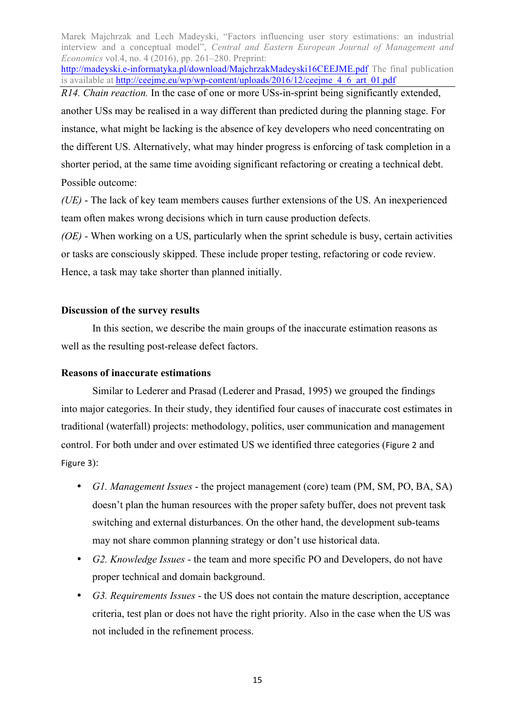*R14. Chain reaction.* In the case of one or more USs-in-sprint being significantly extended, another USs may be realised in a way different than predicted during the planning stage. For instance, what might be lacking is the absence of key developers who need concentrating on the different US. Alternatively, what may hinder progress is enforcing of task completion in a shorter period, at the same time avoiding significant refactoring or creating a technical debt. Possible outcome:

*(UE)* - The lack of key team members causes further extensions of the US. An inexperienced team often makes wrong decisions which in turn cause production defects.

*(OE)* - When working on a US, particularly when the sprint schedule is busy, certain activities or tasks are consciously skipped. These include proper testing, refactoring or code review. Hence, a task may take shorter than planned initially.

**Discussion of the survey results**

In this section, we describe the main groups of the inaccurate estimation reasons as well as the resulting post-release defect factors.

**Reasons of inaccurate estimations**

Similar to Lederer and Prasad (Lederer and Prasad, 1995) we grouped the findings into major categories. In their study, they identified four causes of inaccurate cost estimates in traditional (waterfall) projects: methodology, politics, user communication and management control. For both under and over estimated US we identified three categories (Figure 2 and Figure 3):

- *G1. Management Issues* - the project management (core) team (PM, SM, PO, BA, SA) doesn't plan the human resources with the proper safety buffer, does not prevent task switching and external disturbances. On the other hand, the development sub-teams may not share common planning strategy or don't use historical data.
- *G2. Knowledge Issues* - the team and more specific PO and Developers, do not have proper technical and domain background.
- *G3. Requirements Issues* - the US does not contain the mature description, acceptance criteria, test plan or does not have the right priority. Also in the case when the US was not included in the refinement process.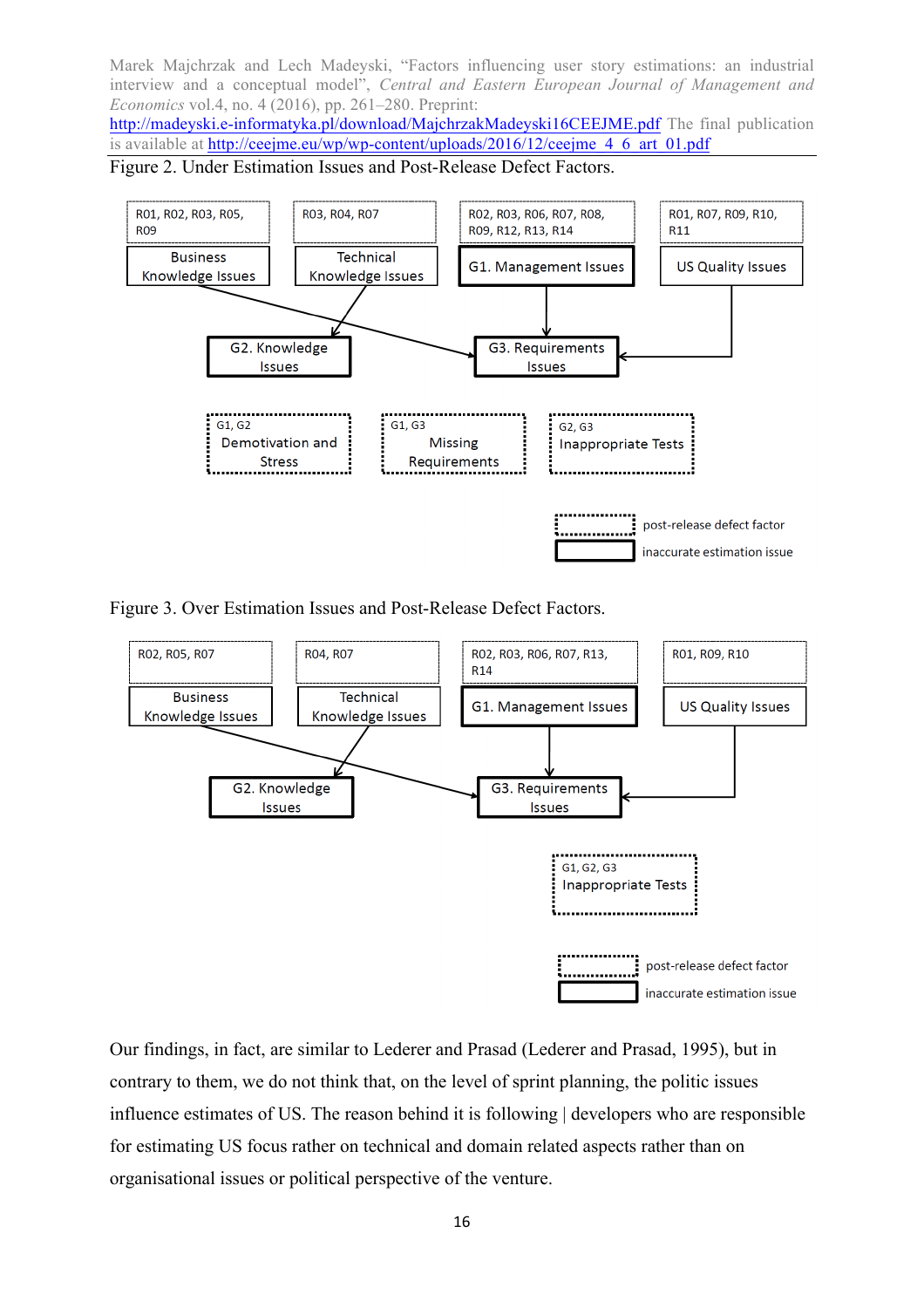Figure 2. Under Estimation Issues and Post-Release Defect Factors.

Figure 3. Over Estimation Issues and Post-Release Defect Factors.

Our findings, in fact, are similar to Lederer and Prasad (Lederer and Prasad, 1995), but in contrary to them, we do not think that, on the level of sprint planning, the politic issues influence estimates of US. The reason behind it is following | developers who are responsible for estimating US focus rather on technical and domain related aspects rather than on organisational issues or political perspective of the venture.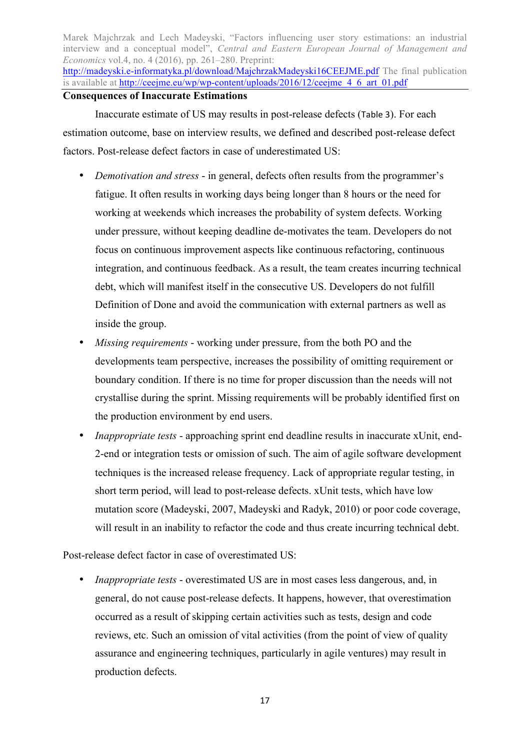**Consequences of Inaccurate Estimations**

Inaccurate estimate of US may results in post-release defects (Table 3). For each estimation outcome, base on interview results, we defined and described post-release defect factors. Post-release defect factors in case of underestimated US:

- *Demotivation and stress* - in general, defects often results from the programmer's fatigue. It often results in working days being longer than 8 hours or the need for working at weekends which increases the probability of system defects. Working under pressure, without keeping deadline de-motivates the team. Developers do not focus on continuous improvement aspects like continuous refactoring, continuous integration, and continuous feedback. As a result, the team creates incurring technical debt, which will manifest itself in the consecutive US. Developers do not fulfill Definition of Done and avoid the communication with external partners as well as inside the group.
- *Missing requirements* - working under pressure, from the both PO and the developments team perspective, increases the possibility of omitting requirement or boundary condition. If there is no time for proper discussion than the needs will not crystallise during the sprint. Missing requirements will be probably identified first on the production environment by end users.
- *Inappropriate tests* - approaching sprint end deadline results in inaccurate xUnit, end-2-end or integration tests or omission of such. The aim of agile software development techniques is the increased release frequency. Lack of appropriate regular testing, in short term period, will lead to post-release defects. xUnit tests, which have low mutation score (Madeyski, 2007, Madeyski and Radyk, 2010) or poor code coverage, will result in an inability to refactor the code and thus create incurring technical debt.

Post-release defect factor in case of overestimated US:

- *Inappropriate tests* - overestimated US are in most cases less dangerous, and, in general, do not cause post-release defects. It happens, however, that overestimation occurred as a result of skipping certain activities such as tests, design and code reviews, etc. Such an omission of vital activities (from the point of view of quality assurance and engineering techniques, particularly in agile ventures) may result in production defects.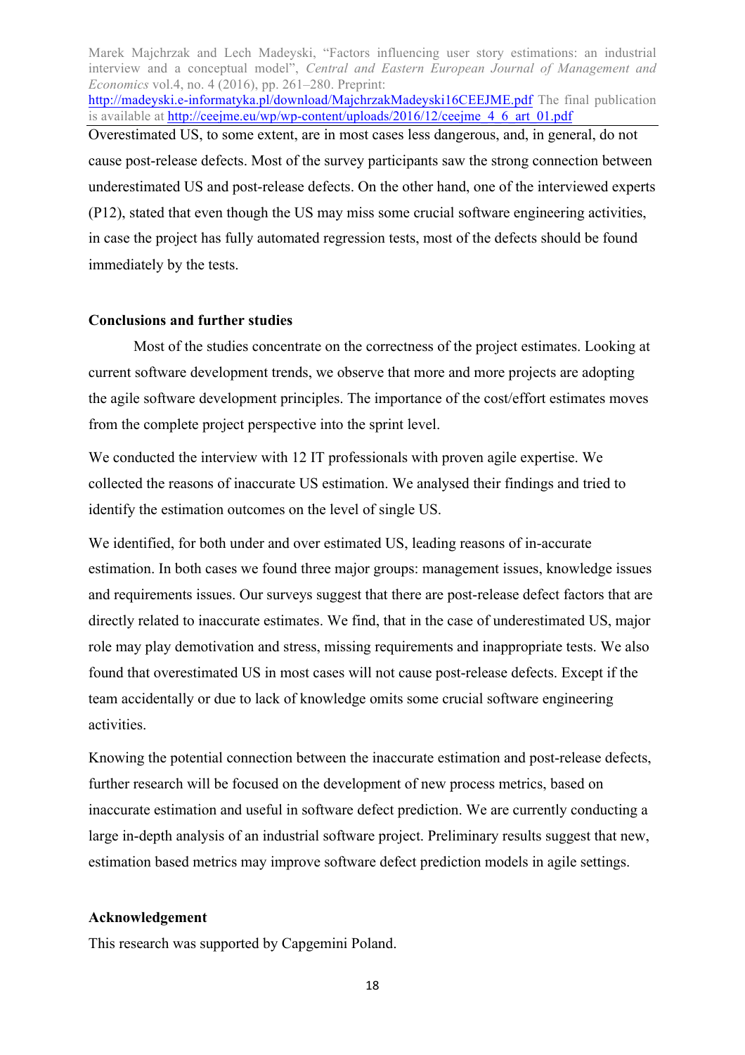Overestimated US, to some extent, are in most cases less dangerous, and, in general, do not cause post-release defects. Most of the survey participants saw the strong connection between underestimated US and post-release defects. On the other hand, one of the interviewed experts (P12), stated that even though the US may miss some crucial software engineering activities, in case the project has fully automated regression tests, most of the defects should be found immediately by the tests.

## Conclusions and further studies

Most of the studies concentrate on the correctness of the project estimates. Looking at current software development trends, we observe that more and more projects are adopting the agile software development principles. The importance of the cost/effort estimates moves from the complete project perspective into the sprint level.

We conducted the interview with 12 IT professionals with proven agile expertise. We collected the reasons of inaccurate US estimation. We analysed their findings and tried to identify the estimation outcomes on the level of single US.

We identified, for both under and over estimated US, leading reasons of in-accurate estimation. In both cases we found three major groups: management issues, knowledge issues and requirements issues. Our surveys suggest that there are post-release defect factors that are directly related to inaccurate estimates. We find, that in the case of underestimated US, major role may play demotivation and stress, missing requirements and inappropriate tests. We also found that overestimated US in most cases will not cause post-release defects. Except if the team accidentally or due to lack of knowledge omits some crucial software engineering activities.

Knowing the potential connection between the inaccurate estimation and post-release defects, further research will be focused on the development of new process metrics, based on inaccurate estimation and useful in software defect prediction. We are currently conducting a large in-depth analysis of an industrial software project. Preliminary results suggest that new, estimation based metrics may improve software defect prediction models in agile settings.

## Acknowledgement

This research was supported by Capgemini Poland.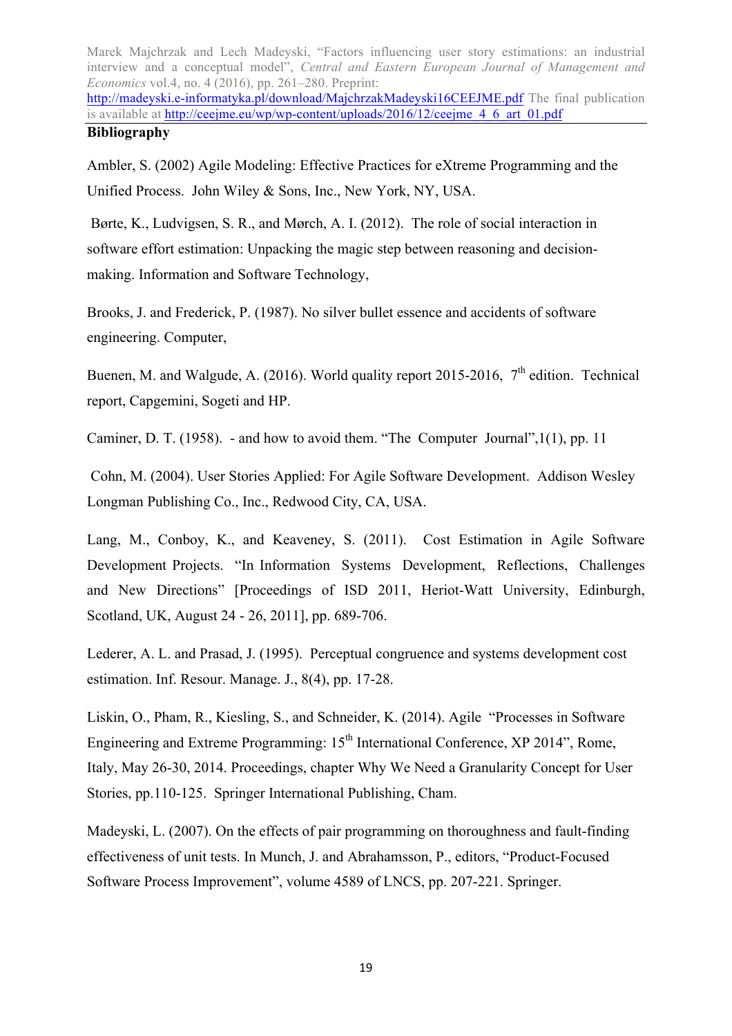**Bibliography**

Ambler, S. (2002) Agile Modeling: Effective Practices for eXtreme Programming and the Unified Process. John Wiley & Sons, Inc., New York, NY, USA.

Børte, K., Ludvigsen, S. R., and Mørch, A. I. (2012). The role of social interaction in software effort estimation: Unpacking the magic step between reasoning and decision-making. Information and Software Technology,

Brooks, J. and Frederick, P. (1987). No silver bullet essence and accidents of software engineering. Computer,

Buenen, M. and Walgude, A. (2016). World quality report 2015-2016, 7th edition. Technical report, Capgemini, Sogeti and HP.

Caminer, D. T. (1958). - and how to avoid them. "The Computer Journal",1(1), pp. 11

Cohn, M. (2004). User Stories Applied: For Agile Software Development. Addison Wesley Longman Publishing Co., Inc., Redwood City, CA, USA.

Lang, M., Conboy, K., and Keaveney, S. (2011). Cost Estimation in Agile Software Development Projects. "In Information Systems Development, Reflections, Challenges and New Directions" [Proceedings of ISD 2011, Heriot-Watt University, Edinburgh, Scotland, UK, August 24 - 26, 2011], pp. 689-706.

Lederer, A. L. and Prasad, J. (1995). Perceptual congruence and systems development cost estimation. Inf. Resour. Manage. J., 8(4), pp. 17-28.

Liskin, O., Pham, R., Kiesling, S., and Schneider, K. (2014). Agile "Processes in Software Engineering and Extreme Programming: 15th International Conference, XP 2014", Rome, Italy, May 26-30, 2014. Proceedings, chapter Why We Need a Granularity Concept for User Stories, pp.110-125. Springer International Publishing, Cham.

Madeyski, L. (2007). On the effects of pair programming on thoroughness and fault-finding effectiveness of unit tests. In Munch, J. and Abrahamsson, P., editors, "Product-Focused Software Process Improvement", volume 4589 of LNCS, pp. 207-221. Springer.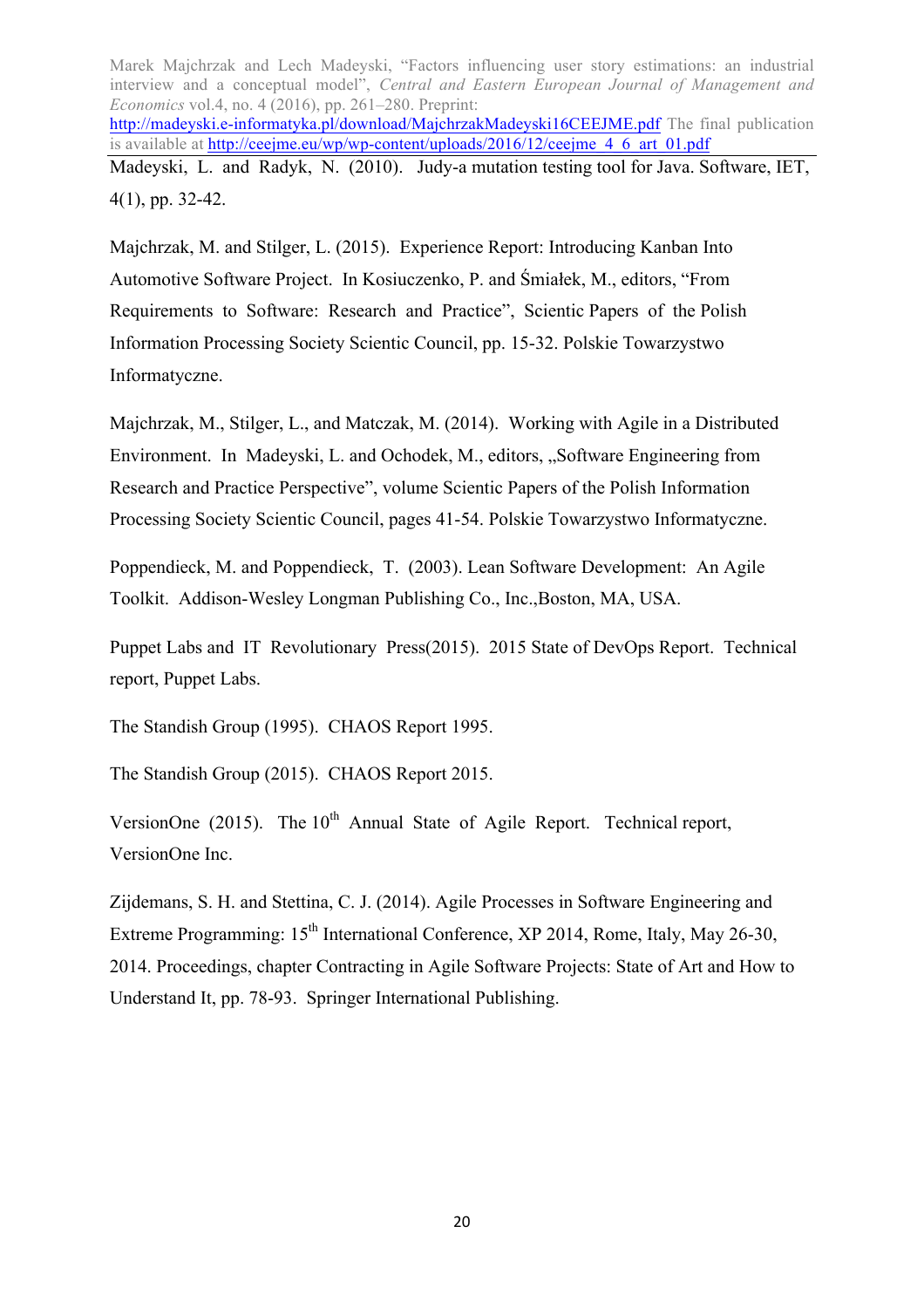Madeyski, L. and Radyk, N. (2010). Judy-a mutation testing tool for Java. Software, IET, 4(1), pp. 32-42.

Majchrzak, M. and Stilger, L. (2015). Experience Report: Introducing Kanban Into Automotive Software Project. In Kosiuczenko, P. and Śmiałek, M., editors, "From Requirements to Software: Research and Practice", Scientic Papers of the Polish Information Processing Society Scientic Council, pp. 15-32. Polskie Towarzystwo Informatyczne.

Majchrzak, M., Stilger, L., and Matczak, M. (2014). Working with Agile in a Distributed Environment. In Madeyski, L. and Ochodek, M., editors, „Software Engineering from Research and Practice Perspective", volume Scientic Papers of the Polish Information Processing Society Scientic Council, pages 41-54. Polskie Towarzystwo Informatyczne.

Poppendieck, M. and Poppendieck, T. (2003). Lean Software Development: An Agile Toolkit. Addison-Wesley Longman Publishing Co., Inc.,Boston, MA, USA.

Puppet Labs and IT Revolutionary Press(2015). 2015 State of DevOps Report. Technical report, Puppet Labs.

The Standish Group (1995). CHAOS Report 1995.

The Standish Group (2015). CHAOS Report 2015.

VersionOne (2015). The 10th Annual State of Agile Report. Technical report, VersionOne Inc.

Zijdemans, S. H. and Stettina, C. J. (2014). Agile Processes in Software Engineering and Extreme Programming: 15th International Conference, XP 2014, Rome, Italy, May 26-30, 2014. Proceedings, chapter Contracting in Agile Software Projects: State of Art and How to Understand It, pp. 78-93. Springer International Publishing.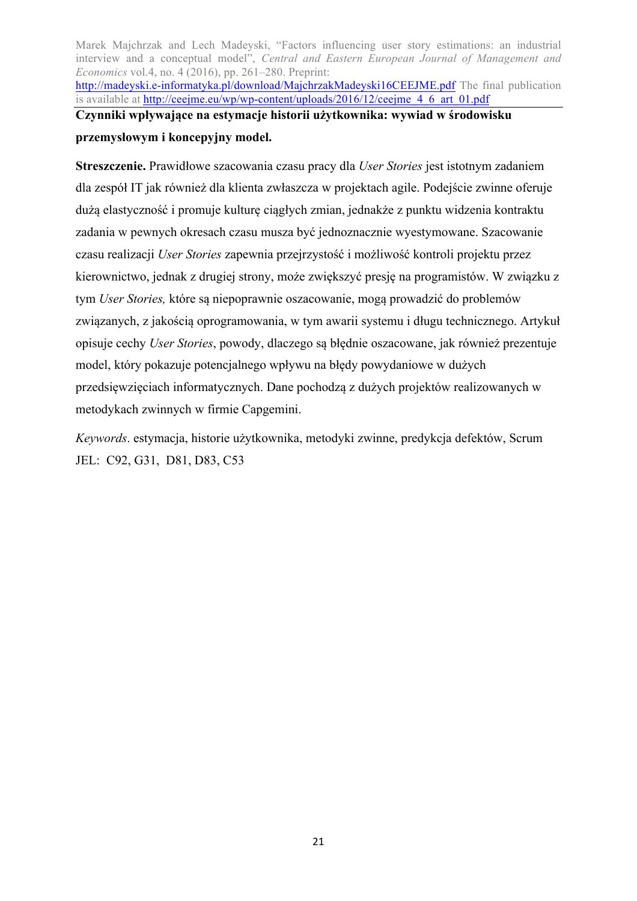Marek Majchrzak and Lech Madeyski, "Factors influencing user story estimations: an industrial interview and a conceptual model", *Central and Eastern European Journal of Management and Economics* vol.4, no. 4 (2016), pp. 261–280. Preprint: http://madeyski.e-informatyka.pl/download/MajchrzakMadeyski16CEEJME.pdf The final publication is available at http://ceejme.eu/wp/wp-content/uploads/2016/12/ceejme_4_6_art_01.pdf

**Czynniki wpływające na estymacje historii użytkownika: wywiad w środowisku przemysłowym i koncepyjny model.**

**Streszczenie.** Prawidłowe szacowania czasu pracy dla *User Stories* jest istotnym zadaniem dla zespół IT jak również dla klienta zwłaszcza w projektach agile. Podejście zwinne oferuje dużą elastyczność i promuje kulturę ciągłych zmian, jednakże z punktu widzenia kontraktu zadania w pewnych okresach czasu musza być jednoznacznie wyestymowane. Szacowanie czasu realizacji *User Stories* zapewnia przejrzystość i możliwość kontroli projektu przez kierownictwo, jednak z drugiej strony, może zwiększyć presję na programistów. W związku z tym *User Stories,* które są niepoprawnie oszacowanie, mogą prowadzić do problemów związanych, z jakością oprogramowania, w tym awarii systemu i długu technicznego. Artykuł opisuje cechy *User Stories*, powody, dlaczego są błędnie oszacowane, jak również prezentuje model, który pokazuje potencjalnego wpływu na błędy powydaniowe w dużych przedsięwzięciach informatycznych. Dane pochodzą z dużych projektów realizowanych w metodykach zwinnych w firmie Capgemini.

*Keywords*. estymacja, historie użytkownika, metodyki zwinne, predykcja defektów, Scrum

JEL: C92, G31, D81, D83, C53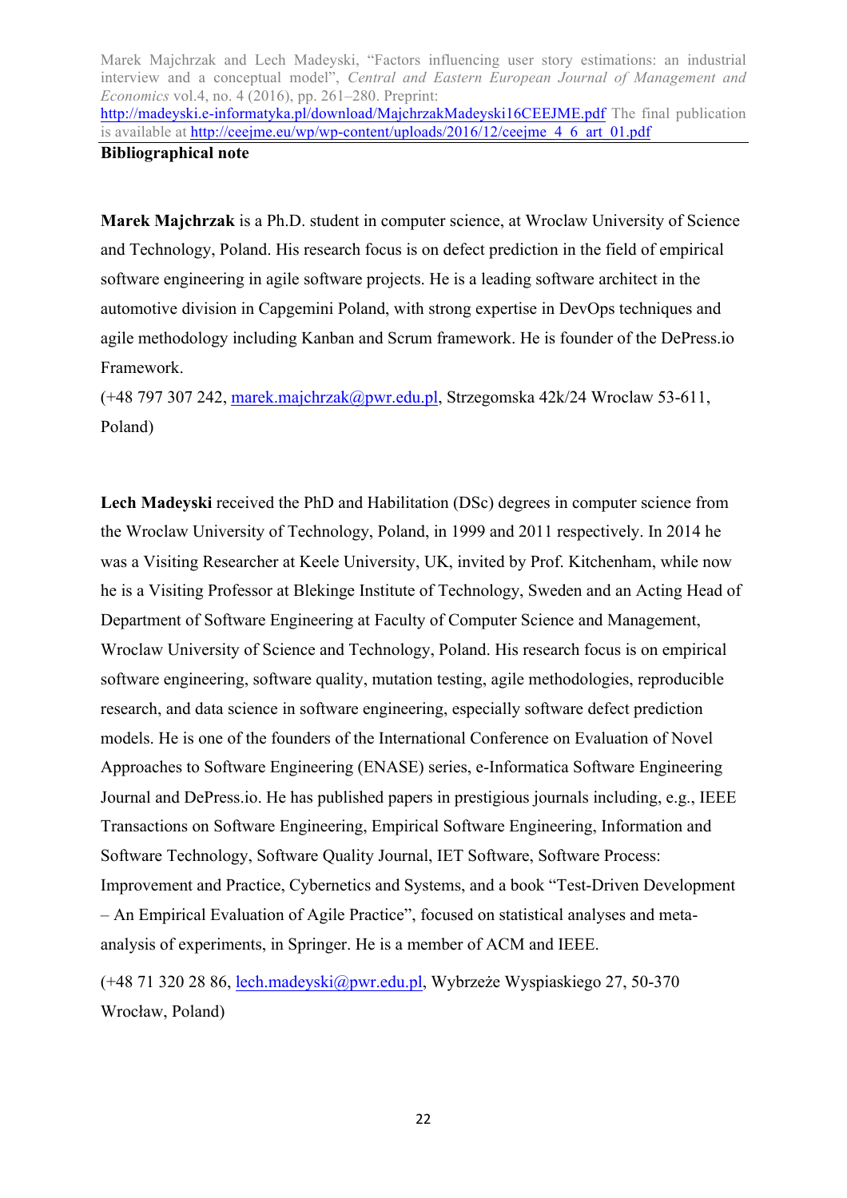Marek Majchrzak and Lech Madeyski, "Factors influencing user story estimations: an industrial interview and a conceptual model", *Central and Eastern European Journal of Management and Economics* vol.4, no. 4 (2016), pp. 261–280. Preprint: http://madeyski.e-informatyka.pl/download/MajchrzakMadeyski16CEEJME.pdf The final publication is available at http://ceejme.eu/wp/wp-content/uploads/2016/12/ceejme_4_6_art_01.pdf

**Bibliographical note**

**Marek Majchrzak** is a Ph.D. student in computer science, at Wroclaw University of Science and Technology, Poland. His research focus is on defect prediction in the field of empirical software engineering in agile software projects. He is a leading software architect in the automotive division in Capgemini Poland, with strong expertise in DevOps techniques and agile methodology including Kanban and Scrum framework. He is founder of the DePress.io Framework.

(+48 797 307 242, marek.majchrzak@pwr.edu.pl, Strzegomska 42k/24 Wroclaw 53-611, Poland)

**Lech Madeyski** received the PhD and Habilitation (DSc) degrees in computer science from the Wroclaw University of Technology, Poland, in 1999 and 2011 respectively. In 2014 he was a Visiting Researcher at Keele University, UK, invited by Prof. Kitchenham, while now he is a Visiting Professor at Blekinge Institute of Technology, Sweden and an Acting Head of Department of Software Engineering at Faculty of Computer Science and Management, Wroclaw University of Science and Technology, Poland. His research focus is on empirical software engineering, software quality, mutation testing, agile methodologies, reproducible research, and data science in software engineering, especially software defect prediction models. He is one of the founders of the International Conference on Evaluation of Novel Approaches to Software Engineering (ENASE) series, e-Informatica Software Engineering Journal and DePress.io. He has published papers in prestigious journals including, e.g., IEEE Transactions on Software Engineering, Empirical Software Engineering, Information and Software Technology, Software Quality Journal, IET Software, Software Process: Improvement and Practice, Cybernetics and Systems, and a book "Test-Driven Development – An Empirical Evaluation of Agile Practice", focused on statistical analyses and meta-analysis of experiments, in Springer. He is a member of ACM and IEEE.

(+48 71 320 28 86, lech.madeyski@pwr.edu.pl, Wybrzeże Wyspiaskiego 27, 50-370 Wrocław, Poland)